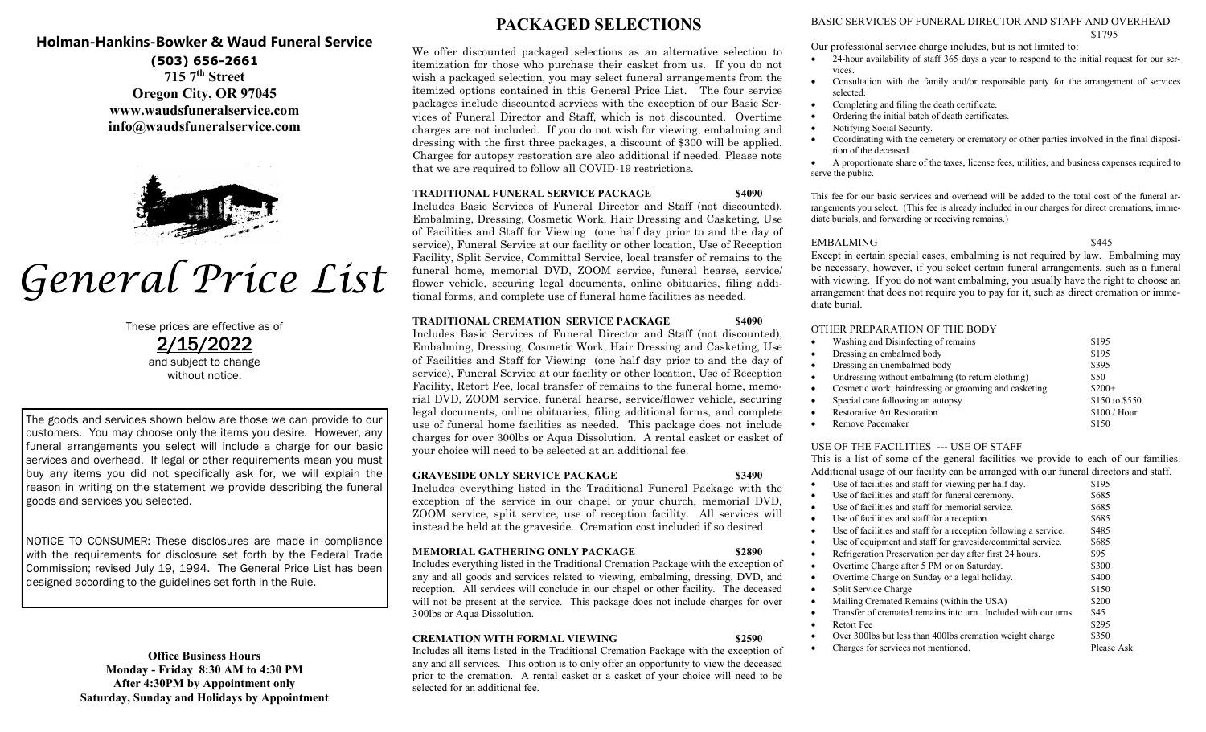## Holman-Hankins-Bowker & Waud Funeral Service

**(503) 656-2661**
**715 7th Street**
**Oregon City, OR 97045**
**www.waudsfuneralservice.com**
**info@waudsfuneralservice.com**

# *General Price List*

These prices are effective as of

**2/15/2022**

and subject to change without notice.

The goods and services shown below are those we can provide to our customers. You may choose only the items you desire. However, any funeral arrangements you select will include a charge for our basic services and overhead. If legal or other requirements mean you must buy any items you did not specifically ask for, we will explain the reason in writing on the statement we provide describing the funeral goods and services you selected.

NOTICE TO CONSUMER: These disclosures are made in compliance with the requirements for disclosure set forth by the Federal Trade Commission; revised July 19, 1994. The General Price List has been designed according to the guidelines set forth in the Rule.

**Office Business Hours**
**Monday - Friday 8:30 AM to 4:30 PM**
**After 4:30PM by Appointment only**
**Saturday, Sunday and Holidays by Appointment**

## PACKAGED SELECTIONS

We offer discounted packaged selections as an alternative selection to itemization for those who purchase their casket from us. If you do not wish a packaged selection, you may select funeral arrangements from the itemized options contained in this General Price List. The four service packages include discounted services with the exception of our Basic Services of Funeral Director and Staff, which is not discounted. Overtime charges are not included. If you do not wish for viewing, embalming and dressing with the first three packages, a discount of $300 will be applied. Charges for autopsy restoration are also additional if needed. Please note that we are required to follow all COVID-19 restrictions.

**TRADITIONAL FUNERAL SERVICE PACKAGE — $4090**

Includes Basic Services of Funeral Director and Staff (not discounted), Embalming, Dressing, Cosmetic Work, Hair Dressing and Casketing, Use of Facilities and Staff for Viewing (one half day prior to and the day of service), Funeral Service at our facility or other location, Use of Reception Facility, Split Service, Committal Service, local transfer of remains to the funeral home, memorial DVD, ZOOM service, funeral hearse, service/flower vehicle, securing legal documents, online obituaries, filing additional forms, and complete use of funeral home facilities as needed.

**TRADITIONAL CREMATION SERVICE PACKAGE — $4090**

Includes Basic Services of Funeral Director and Staff (not discounted), Embalming, Dressing, Cosmetic Work, Hair Dressing and Casketing, Use of Facilities and Staff for Viewing (one half day prior to and the day of service), Funeral Service at our facility or other location, Use of Reception Facility, Retort Fee, local transfer of remains to the funeral home, memorial DVD, ZOOM service, funeral hearse, service/flower vehicle, securing legal documents, online obituaries, filing additional forms, and complete use of funeral home facilities as needed. This package does not include charges for over 300lbs or Aqua Dissolution. A rental casket or casket of your choice will need to be selected at an additional fee.

**GRAVESIDE ONLY SERVICE PACKAGE — $3490**

Includes everything listed in the Traditional Funeral Package with the exception of the service in our chapel or your church, memorial DVD, ZOOM service, split service, use of reception facility. All services will instead be held at the graveside. Cremation cost included if so desired.

**MEMORIAL GATHERING ONLY PACKAGE — $2890**

Includes everything listed in the Traditional Cremation Package with the exception of any and all goods and services related to viewing, embalming, dressing, DVD, and reception. All services will conclude in our chapel or other facility. The deceased will not be present at the service. This package does not include charges for over 300lbs or Aqua Dissolution.

**CREMATION WITH FORMAL VIEWING — $2590**

Includes all items listed in the Traditional Cremation Package with the exception of any and all services. This option is to only offer an opportunity to view the deceased prior to the cremation. A rental casket or a casket of your choice will need to be selected for an additional fee.

### BASIC SERVICES OF FUNERAL DIRECTOR AND STAFF AND OVERHEAD — $1795

Our professional service charge includes, but is not limited to:

- 24-hour availability of staff 365 days a year to respond to the initial request for our services.
- Consultation with the family and/or responsible party for the arrangement of services selected.
- Completing and filing the death certificate.
- Ordering the initial batch of death certificates.
- Notifying Social Security.
- Coordinating with the cemetery or crematory or other parties involved in the final disposition of the deceased.
- A proportionate share of the taxes, license fees, utilities, and business expenses required to serve the public.

This fee for our basic services and overhead will be added to the total cost of the funeral arrangements you select. (This fee is already included in our charges for direct cremations, immediate burials, and forwarding or receiving remains.)

### EMBALMING — $445

Except in certain special cases, embalming is not required by law. Embalming may be necessary, however, if you select certain funeral arrangements, such as a funeral with viewing. If you do not want embalming, you usually have the right to choose an arrangement that does not require you to pay for it, such as direct cremation or immediate burial.

### OTHER PREPARATION OF THE BODY

| Item | Price |
|---|---|
| Washing and Disinfecting of remains | $195 |
| Dressing an embalmed body | $195 |
| Dressing an unembalmed body | $395 |
| Undressing without embalming (to return clothing) | $50 |
| Cosmetic work, hairdressing or grooming and casketing | $200+ |
| Special care following an autopsy. | $150 to $550 |
| Restorative Art Restoration | $100 / Hour |
| Remove Pacemaker | $150 |

### USE OF THE FACILITIES --- USE OF STAFF

This is a list of some of the general facilities we provide to each of our families. Additional usage of our facility can be arranged with our funeral directors and staff.

| Item | Price |
|---|---|
| Use of facilities and staff for viewing per half day. | $195 |
| Use of facilities and staff for funeral ceremony. | $685 |
| Use of facilities and staff for memorial service. | $685 |
| Use of facilities and staff for a reception. | $685 |
| Use of facilities and staff for a reception following a service. | $485 |
| Use of equipment and staff for graveside/committal service. | $685 |
| Refrigeration Preservation per day after first 24 hours. | $95 |
| Overtime Charge after 5 PM or on Saturday. | $300 |
| Overtime Charge on Sunday or a legal holiday. | $400 |
| Split Service Charge | $150 |
| Mailing Cremated Remains (within the USA) | $200 |
| Transfer of cremated remains into urn. Included with our urns. | $45 |
| Retort Fee | $295 |
| Over 300lbs but less than 400lbs cremation weight charge | $350 |
| Charges for services not mentioned. | Please Ask |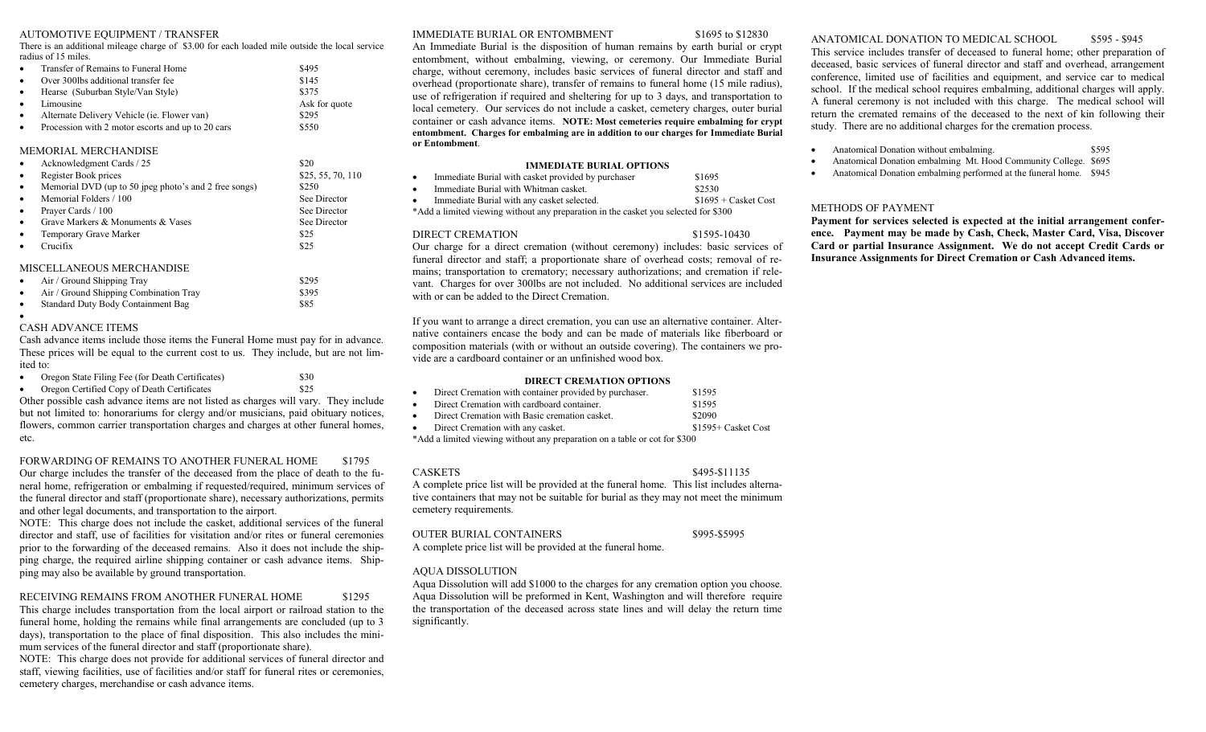## AUTOMOTIVE EQUIPMENT / TRANSFER

There is an additional mileage charge of $3.00 for each loaded mile outside the local service radius of 15 miles.

| | |
|---|---|
| Transfer of Remains to Funeral Home | $495 |
| Over 300lbs additional transfer fee | $145 |
| Hearse (Suburban Style/Van Style) | $375 |
| Limousine | Ask for quote |
| Alternate Delivery Vehicle (ie. Flower van) | $295 |
| Procession with 2 motor escorts and up to 20 cars | $550 |

## MEMORIAL MERCHANDISE

| | |
|---|---|
| Acknowledgment Cards / 25 | $20 |
| Register Book prices | $25, 55, 70, 110 |
| Memorial DVD (up to 50 jpeg photo's and 2 free songs) | $250 |
| Memorial Folders / 100 | See Director |
| Prayer Cards / 100 | See Director |
| Grave Markers & Monuments & Vases | See Director |
| Temporary Grave Marker | $25 |
| Crucifix | $25 |

## MISCELLANEOUS MERCHANDISE

| | |
|---|---|
| Air / Ground Shipping Tray | $295 |
| Air / Ground Shipping Combination Tray | $395 |
| Standard Duty Body Containment Bag | $85 |

## CASH ADVANCE ITEMS

Cash advance items include those items the Funeral Home must pay for in advance. These prices will be equal to the current cost to us. They include, but are not limited to:

| | |
|---|---|
| Oregon State Filing Fee (for Death Certificates) | $30 |
| Oregon Certified Copy of Death Certificates | $25 |

Other possible cash advance items are not listed as charges will vary. They include but not limited to: honorariums for clergy and/or musicians, paid obituary notices, flowers, common carrier transportation charges and charges at other funeral homes, etc.

## FORWARDING OF REMAINS TO ANOTHER FUNERAL HOME $1795

Our charge includes the transfer of the deceased from the place of death to the funeral home, refrigeration or embalming if requested/required, minimum services of the funeral director and staff (proportionate share), necessary authorizations, permits and other legal documents, and transportation to the airport.

NOTE: This charge does not include the casket, additional services of the funeral director and staff, use of facilities for visitation and/or rites or funeral ceremonies prior to the forwarding of the deceased remains. Also it does not include the shipping charge, the required airline shipping container or cash advance items. Shipping may also be available by ground transportation.

## RECEIVING REMAINS FROM ANOTHER FUNERAL HOME $1295

This charge includes transportation from the local airport or railroad station to the funeral home, holding the remains while final arrangements are concluded (up to 3 days), transportation to the place of final disposition. This also includes the minimum services of the funeral director and staff (proportionate share).

NOTE: This charge does not provide for additional services of funeral director and staff, viewing facilities, use of facilities and/or staff for funeral rites or ceremonies, cemetery charges, merchandise or cash advance items.

## IMMEDIATE BURIAL OR ENTOMBMENT $1695 to $12830

An Immediate Burial is the disposition of human remains by earth burial or crypt entombment, without embalming, viewing, or ceremony. Our Immediate Burial charge, without ceremony, includes basic services of funeral director and staff and overhead (proportionate share), transfer of remains to funeral home (15 mile radius), use of refrigeration if required and sheltering for up to 3 days, and transportation to local cemetery. Our services do not include a casket, cemetery charges, outer burial container or cash advance items. **NOTE: Most cemeteries require embalming for crypt entombment. Charges for embalming are in addition to our charges for Immediate Burial or Entombment**.

**IMMEDIATE BURIAL OPTIONS**

| | |
|---|---|
| Immediate Burial with casket provided by purchaser | $1695 |
| Immediate Burial with Whitman casket. | $2530 |
| Immediate Burial with any casket selected. | $1695 + Casket Cost |

*Add a limited viewing without any preparation in the casket you selected for $300

## DIRECT CREMATION $1595-10430

Our charge for a direct cremation (without ceremony) includes: basic services of funeral director and staff; a proportionate share of overhead costs; removal of remains; transportation to crematory; necessary authorizations; and cremation if relevant. Charges for over 300lbs are not included. No additional services are included with or can be added to the Direct Cremation.

If you want to arrange a direct cremation, you can use an alternative container. Alternative containers encase the body and can be made of materials like fiberboard or composition materials (with or without an outside covering). The containers we provide are a cardboard container or an unfinished wood box.

**DIRECT CREMATION OPTIONS**

| | |
|---|---|
| Direct Cremation with container provided by purchaser. | $1595 |
| Direct Cremation with cardboard container. | $1595 |
| Direct Cremation with Basic cremation casket. | $2090 |
| Direct Cremation with any casket. | $1595+ Casket Cost |

*Add a limited viewing without any preparation on a table or cot for $300

## CASKETS $495-$11135

A complete price list will be provided at the funeral home. This list includes alternative containers that may not be suitable for burial as they may not meet the minimum cemetery requirements.

## OUTER BURIAL CONTAINERS $995-$5995

A complete price list will be provided at the funeral home.

## AQUA DISSOLUTION

Aqua Dissolution will add $1000 to the charges for any cremation option you choose. Aqua Dissolution will be preformed in Kent, Washington and will therefore require the transportation of the deceased across state lines and will delay the return time significantly.

## ANATOMICAL DONATION TO MEDICAL SCHOOL $595 - $945

This service includes transfer of deceased to funeral home; other preparation of deceased, basic services of funeral director and staff and overhead, arrangement conference, limited use of facilities and equipment, and service car to medical school. If the medical school requires embalming, additional charges will apply. A funeral ceremony is not included with this charge. The medical school will return the cremated remains of the deceased to the next of kin following their study. There are no additional charges for the cremation process.

| | |
|---|---|
| Anatomical Donation without embalming. | $595 |
| Anatomical Donation embalming Mt. Hood Community College. | $695 |
| Anatomical Donation embalming performed at the funeral home. | $945 |

## METHODS OF PAYMENT

**Payment for services selected is expected at the initial arrangement conference. Payment may be made by Cash, Check, Master Card, Visa, Discover Card or partial Insurance Assignment. We do not accept Credit Cards or Insurance Assignments for Direct Cremation or Cash Advanced items.**